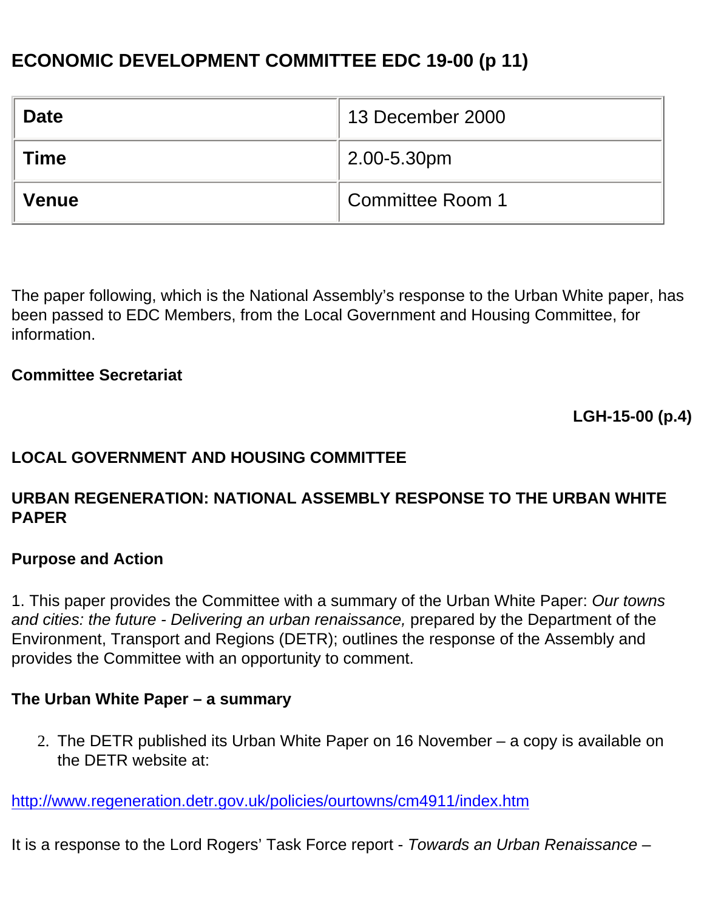# ECONOMIC DEVELOPMENT COMMITTEE EDC 19-00 (p 11)

| **Date** | 13 December 2000 |
|---|---|
| **Time** | 2.00-5.30pm |
| **Venue** | Committee Room 1 |

The paper following, which is the National Assembly's response to the Urban White paper, has been passed to EDC Members, from the Local Government and Housing Committee, for information.

**Committee Secretariat**

**LGH-15-00 (p.4)**

**LOCAL GOVERNMENT AND HOUSING COMMITTEE**

**URBAN REGENERATION: NATIONAL ASSEMBLY RESPONSE TO THE URBAN WHITE PAPER**

**Purpose and Action**

1. This paper provides the Committee with a summary of the Urban White Paper: *Our towns and cities: the future - Delivering an urban renaissance,* prepared by the Department of the Environment, Transport and Regions (DETR); outlines the response of the Assembly and provides the Committee with an opportunity to comment.

**The Urban White Paper – a summary**

2. The DETR published its Urban White Paper on 16 November – a copy is available on the DETR website at:

http://www.regeneration.detr.gov.uk/policies/ourtowns/cm4911/index.htm

It is a response to the Lord Rogers' Task Force report - *Towards an Urban Renaissance* –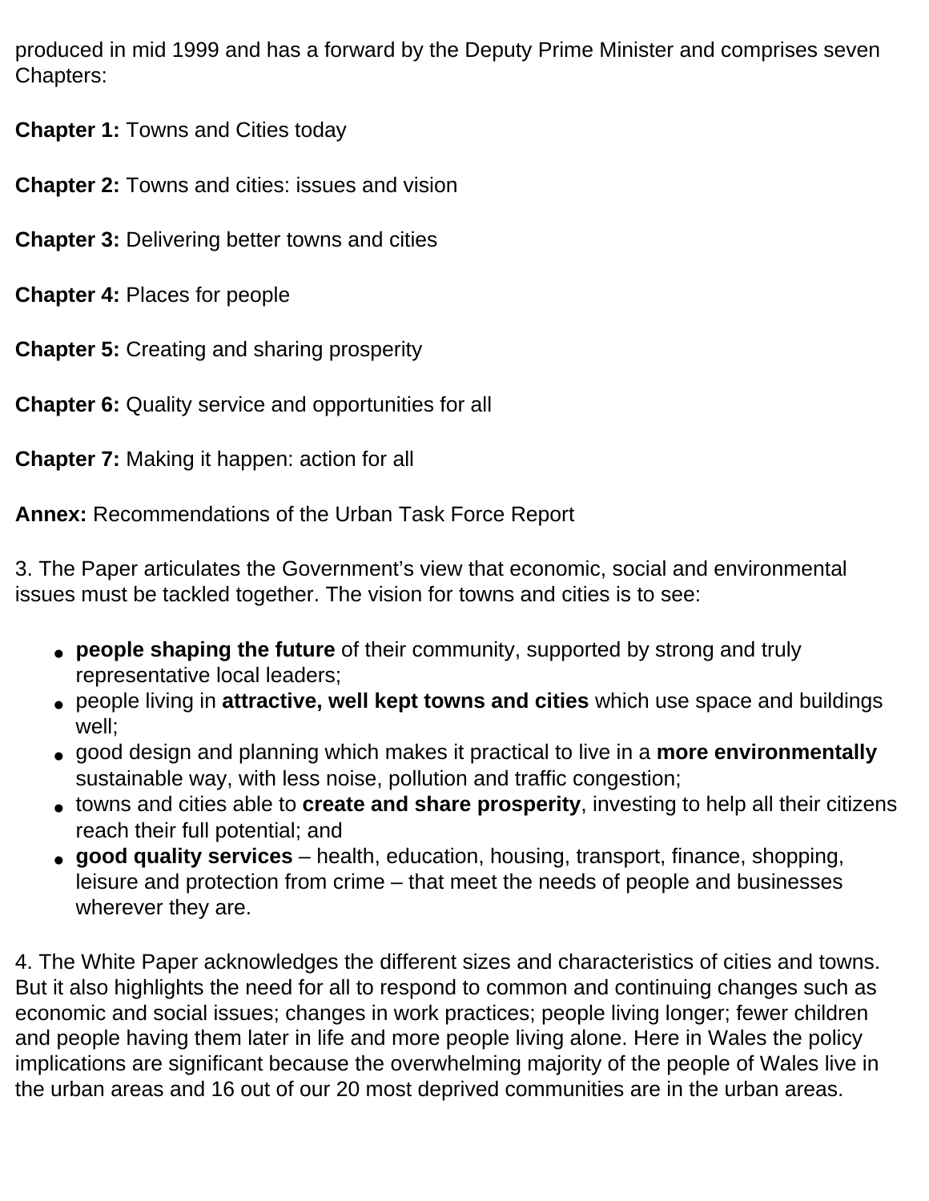produced in mid 1999 and has a forward by the Deputy Prime Minister and comprises seven Chapters:

**Chapter 1:** Towns and Cities today

**Chapter 2:** Towns and cities: issues and vision

**Chapter 3:** Delivering better towns and cities

**Chapter 4:** Places for people

**Chapter 5:** Creating and sharing prosperity

**Chapter 6:** Quality service and opportunities for all

**Chapter 7:** Making it happen: action for all

**Annex:** Recommendations of the Urban Task Force Report

3. The Paper articulates the Government's view that economic, social and environmental issues must be tackled together. The vision for towns and cities is to see:

- **people shaping the future** of their community, supported by strong and truly representative local leaders;
- people living in **attractive, well kept towns and cities** which use space and buildings well;
- good design and planning which makes it practical to live in a **more environmentally** sustainable way, with less noise, pollution and traffic congestion;
- towns and cities able to **create and share prosperity**, investing to help all their citizens reach their full potential; and
- **good quality services** – health, education, housing, transport, finance, shopping, leisure and protection from crime – that meet the needs of people and businesses wherever they are.

4. The White Paper acknowledges the different sizes and characteristics of cities and towns. But it also highlights the need for all to respond to common and continuing changes such as economic and social issues; changes in work practices; people living longer; fewer children and people having them later in life and more people living alone. Here in Wales the policy implications are significant because the overwhelming majority of the people of Wales live in the urban areas and 16 out of our 20 most deprived communities are in the urban areas.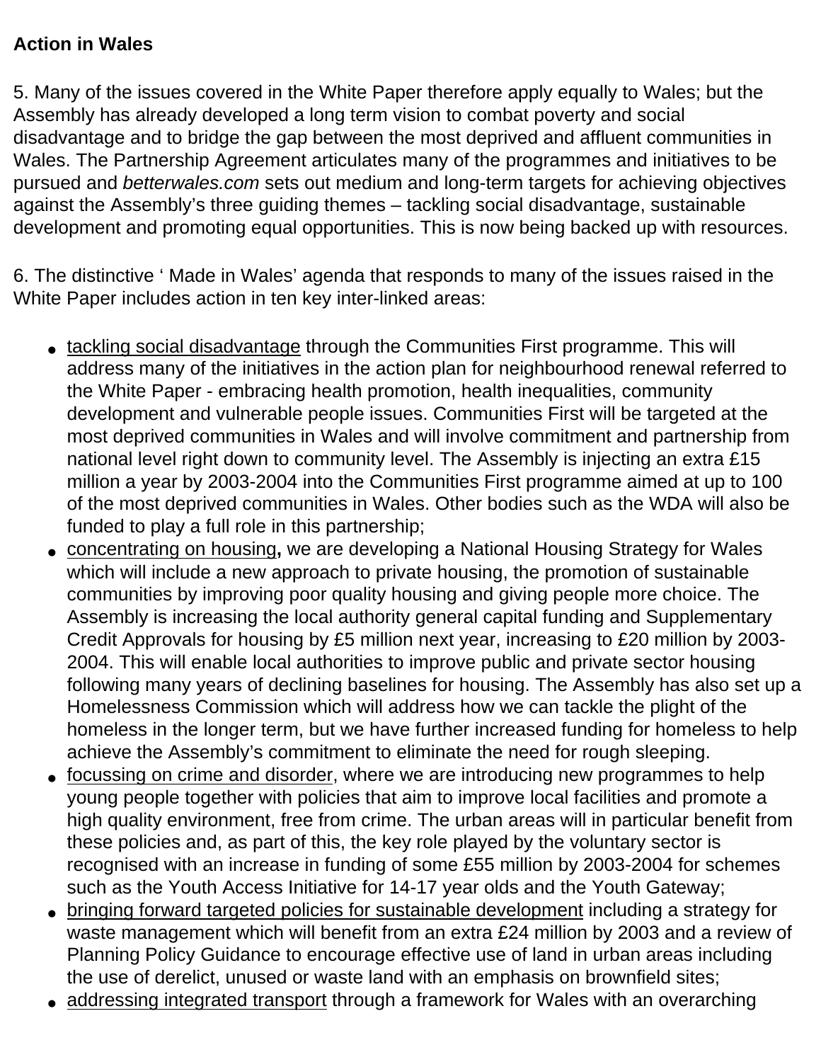**Action in Wales**

5. Many of the issues covered in the White Paper therefore apply equally to Wales; but the Assembly has already developed a long term vision to combat poverty and social disadvantage and to bridge the gap between the most deprived and affluent communities in Wales. The Partnership Agreement articulates many of the programmes and initiatives to be pursued and *betterwales.com* sets out medium and long-term targets for achieving objectives against the Assembly's three guiding themes – tackling social disadvantage, sustainable development and promoting equal opportunities. This is now being backed up with resources.

6. The distinctive ' Made in Wales' agenda that responds to many of the issues raised in the White Paper includes action in ten key inter-linked areas:

- <u>tackling social disadvantage</u> through the Communities First programme. This will address many of the initiatives in the action plan for neighbourhood renewal referred to the White Paper - embracing health promotion, health inequalities, community development and vulnerable people issues. Communities First will be targeted at the most deprived communities in Wales and will involve commitment and partnership from national level right down to community level. The Assembly is injecting an extra £15 million a year by 2003-2004 into the Communities First programme aimed at up to 100 of the most deprived communities in Wales. Other bodies such as the WDA will also be funded to play a full role in this partnership;
- <u>concentrating on housing</u>**,** we are developing a National Housing Strategy for Wales which will include a new approach to private housing, the promotion of sustainable communities by improving poor quality housing and giving people more choice. The Assembly is increasing the local authority general capital funding and Supplementary Credit Approvals for housing by £5 million next year, increasing to £20 million by 2003-2004. This will enable local authorities to improve public and private sector housing following many years of declining baselines for housing. The Assembly has also set up a Homelessness Commission which will address how we can tackle the plight of the homeless in the longer term, but we have further increased funding for homeless to help achieve the Assembly's commitment to eliminate the need for rough sleeping.
- <u>focussing on crime and disorder</u>, where we are introducing new programmes to help young people together with policies that aim to improve local facilities and promote a high quality environment, free from crime. The urban areas will in particular benefit from these policies and, as part of this, the key role played by the voluntary sector is recognised with an increase in funding of some £55 million by 2003-2004 for schemes such as the Youth Access Initiative for 14-17 year olds and the Youth Gateway;
- <u>bringing forward targeted policies for sustainable development</u> including a strategy for waste management which will benefit from an extra £24 million by 2003 and a review of Planning Policy Guidance to encourage effective use of land in urban areas including the use of derelict, unused or waste land with an emphasis on brownfield sites;
- <u>addressing integrated transport</u> through a framework for Wales with an overarching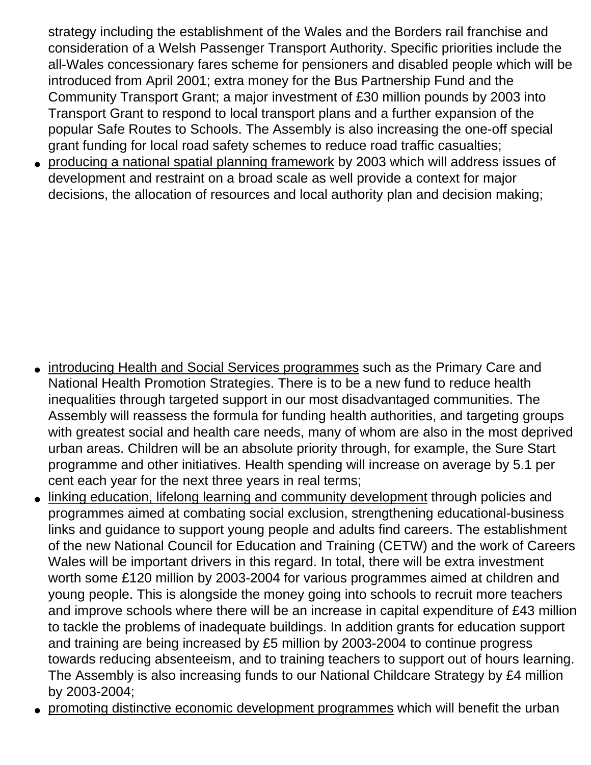strategy including the establishment of the Wales and the Borders rail franchise and consideration of a Welsh Passenger Transport Authority. Specific priorities include the all-Wales concessionary fares scheme for pensioners and disabled people which will be introduced from April 2001; extra money for the Bus Partnership Fund and the Community Transport Grant; a major investment of £30 million pounds by 2003 into Transport Grant to respond to local transport plans and a further expansion of the popular Safe Routes to Schools. The Assembly is also increasing the one-off special grant funding for local road safety schemes to reduce road traffic casualties;

- <u>producing a national spatial planning framework</u> by 2003 which will address issues of development and restraint on a broad scale as well provide a context for major decisions, the allocation of resources and local authority plan and decision making;

- <u>introducing Health and Social Services programmes</u> such as the Primary Care and National Health Promotion Strategies. There is to be a new fund to reduce health inequalities through targeted support in our most disadvantaged communities. The Assembly will reassess the formula for funding health authorities, and targeting groups with greatest social and health care needs, many of whom are also in the most deprived urban areas. Children will be an absolute priority through, for example, the Sure Start programme and other initiatives. Health spending will increase on average by 5.1 per cent each year for the next three years in real terms;
- <u>linking education, lifelong learning and community development</u> through policies and programmes aimed at combating social exclusion, strengthening educational-business links and guidance to support young people and adults find careers. The establishment of the new National Council for Education and Training (CETW) and the work of Careers Wales will be important drivers in this regard. In total, there will be extra investment worth some £120 million by 2003-2004 for various programmes aimed at children and young people. This is alongside the money going into schools to recruit more teachers and improve schools where there will be an increase in capital expenditure of £43 million to tackle the problems of inadequate buildings. In addition grants for education support and training are being increased by £5 million by 2003-2004 to continue progress towards reducing absenteeism, and to training teachers to support out of hours learning. The Assembly is also increasing funds to our National Childcare Strategy by £4 million by 2003-2004;
- <u>promoting distinctive economic development programmes</u> which will benefit the urban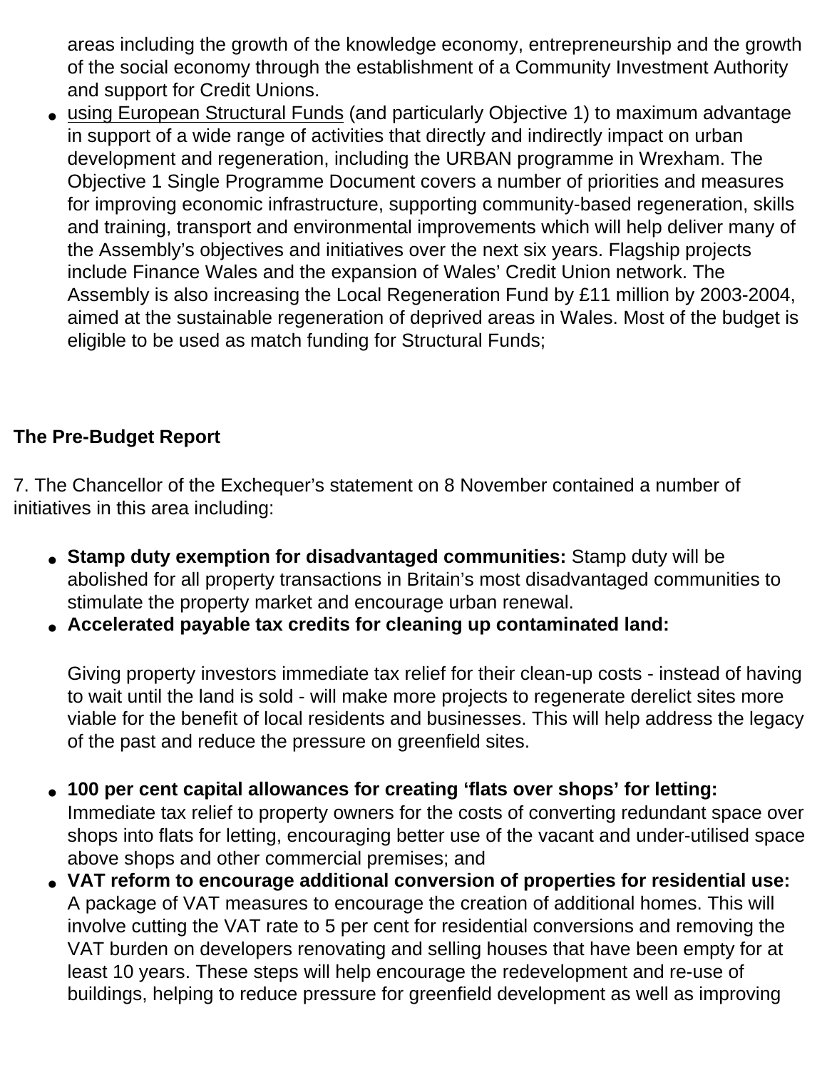areas including the growth of the knowledge economy, entrepreneurship and the growth of the social economy through the establishment of a Community Investment Authority and support for Credit Unions.

- using European Structural Funds (and particularly Objective 1) to maximum advantage in support of a wide range of activities that directly and indirectly impact on urban development and regeneration, including the URBAN programme in Wrexham. The Objective 1 Single Programme Document covers a number of priorities and measures for improving economic infrastructure, supporting community-based regeneration, skills and training, transport and environmental improvements which will help deliver many of the Assembly's objectives and initiatives over the next six years. Flagship projects include Finance Wales and the expansion of Wales' Credit Union network. The Assembly is also increasing the Local Regeneration Fund by £11 million by 2003-2004, aimed at the sustainable regeneration of deprived areas in Wales. Most of the budget is eligible to be used as match funding for Structural Funds;

**The Pre-Budget Report**

7. The Chancellor of the Exchequer's statement on 8 November contained a number of initiatives in this area including:

- **Stamp duty exemption for disadvantaged communities:** Stamp duty will be abolished for all property transactions in Britain's most disadvantaged communities to stimulate the property market and encourage urban renewal.
- **Accelerated payable tax credits for cleaning up contaminated land:**

  Giving property investors immediate tax relief for their clean-up costs - instead of having to wait until the land is sold - will make more projects to regenerate derelict sites more viable for the benefit of local residents and businesses. This will help address the legacy of the past and reduce the pressure on greenfield sites.

- **100 per cent capital allowances for creating 'flats over shops' for letting:** Immediate tax relief to property owners for the costs of converting redundant space over shops into flats for letting, encouraging better use of the vacant and under-utilised space above shops and other commercial premises; and
- **VAT reform to encourage additional conversion of properties for residential use:** A package of VAT measures to encourage the creation of additional homes. This will involve cutting the VAT rate to 5 per cent for residential conversions and removing the VAT burden on developers renovating and selling houses that have been empty for at least 10 years. These steps will help encourage the redevelopment and re-use of buildings, helping to reduce pressure for greenfield development as well as improving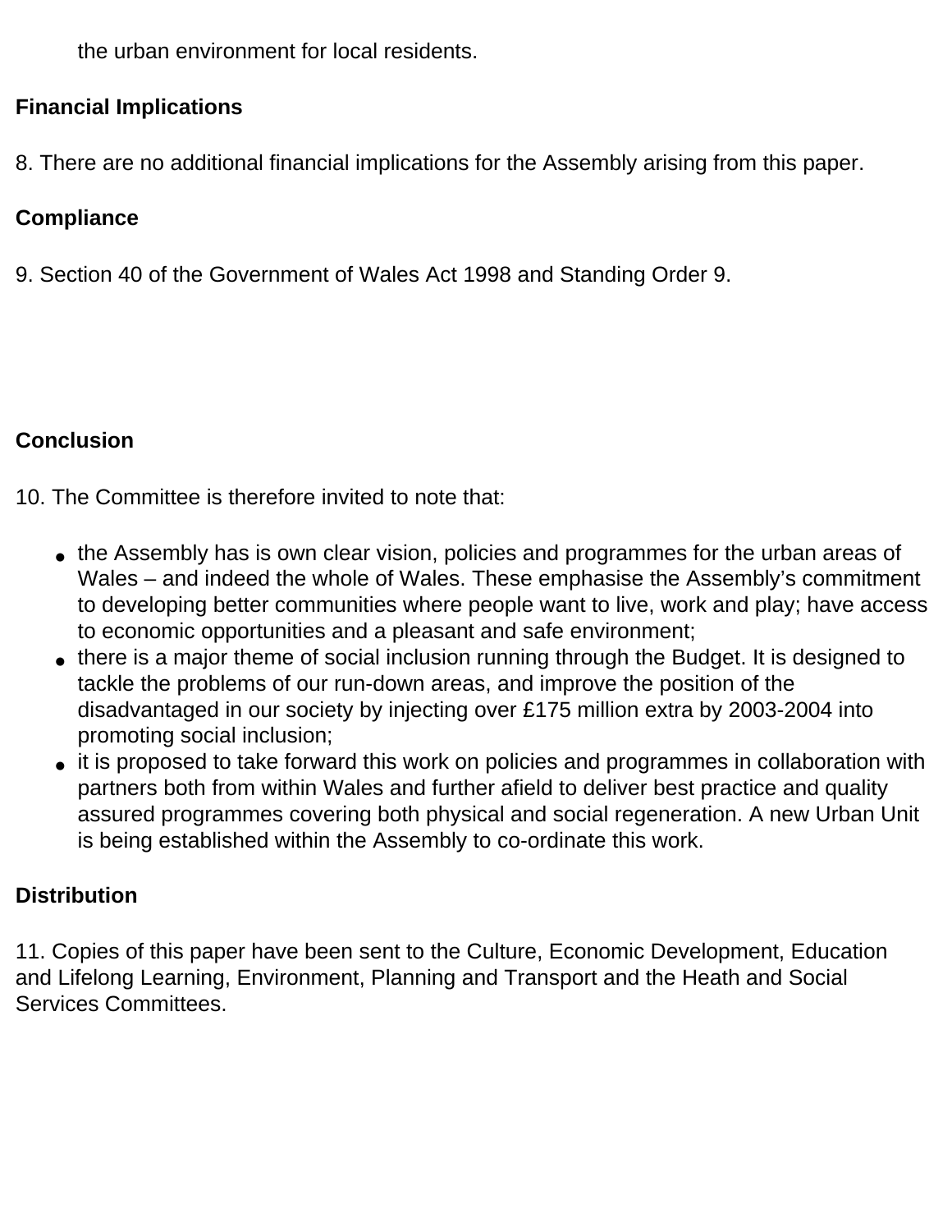the urban environment for local residents.

**Financial Implications**

8. There are no additional financial implications for the Assembly arising from this paper.

**Compliance**

9. Section 40 of the Government of Wales Act 1998 and Standing Order 9.

**Conclusion**

10. The Committee is therefore invited to note that:

- the Assembly has is own clear vision, policies and programmes for the urban areas of Wales – and indeed the whole of Wales. These emphasise the Assembly's commitment to developing better communities where people want to live, work and play; have access to economic opportunities and a pleasant and safe environment;
- there is a major theme of social inclusion running through the Budget. It is designed to tackle the problems of our run-down areas, and improve the position of the disadvantaged in our society by injecting over £175 million extra by 2003-2004 into promoting social inclusion;
- it is proposed to take forward this work on policies and programmes in collaboration with partners both from within Wales and further afield to deliver best practice and quality assured programmes covering both physical and social regeneration. A new Urban Unit is being established within the Assembly to co-ordinate this work.

**Distribution**

11. Copies of this paper have been sent to the Culture, Economic Development, Education and Lifelong Learning, Environment, Planning and Transport and the Heath and Social Services Committees.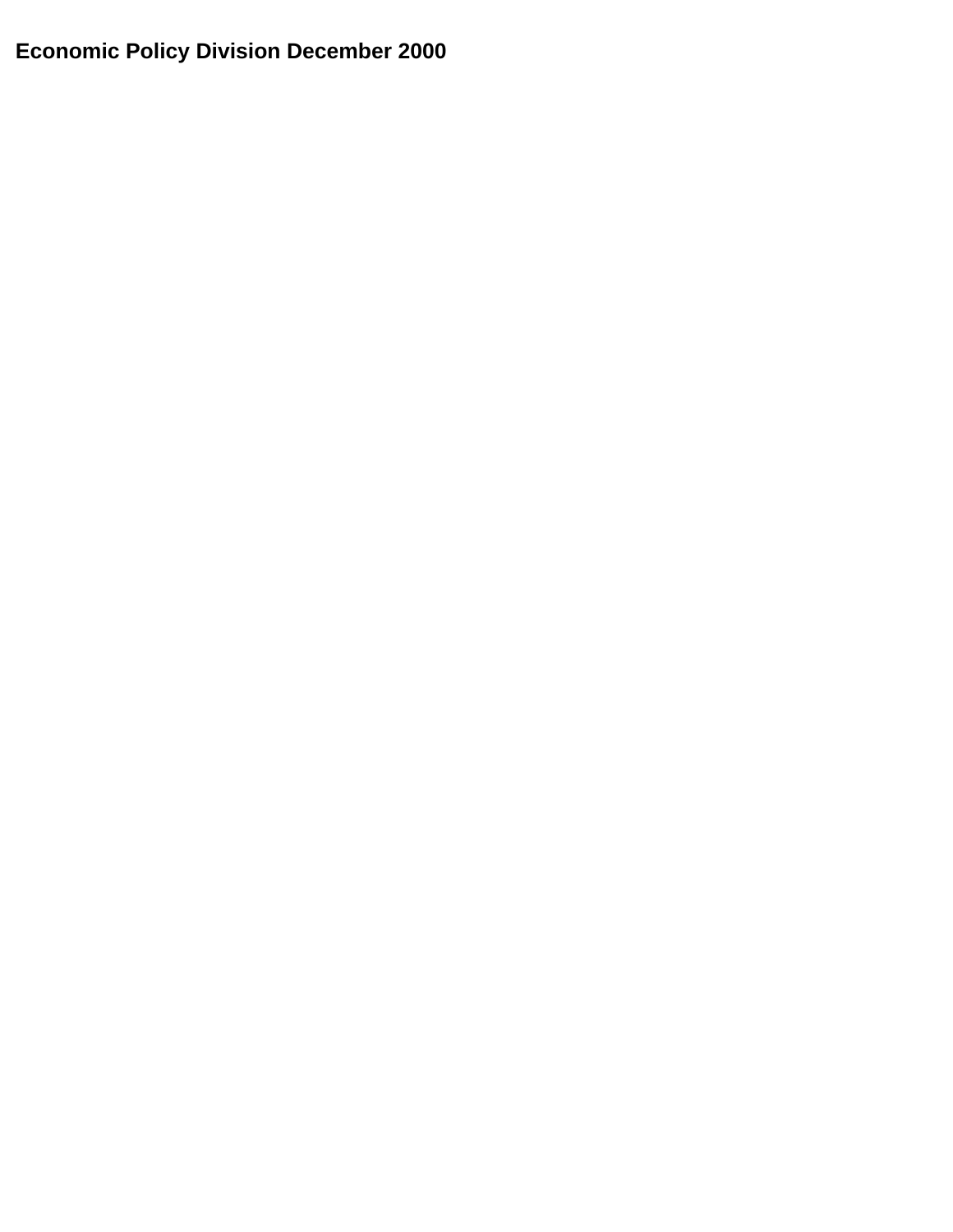**Economic Policy Division December 2000**